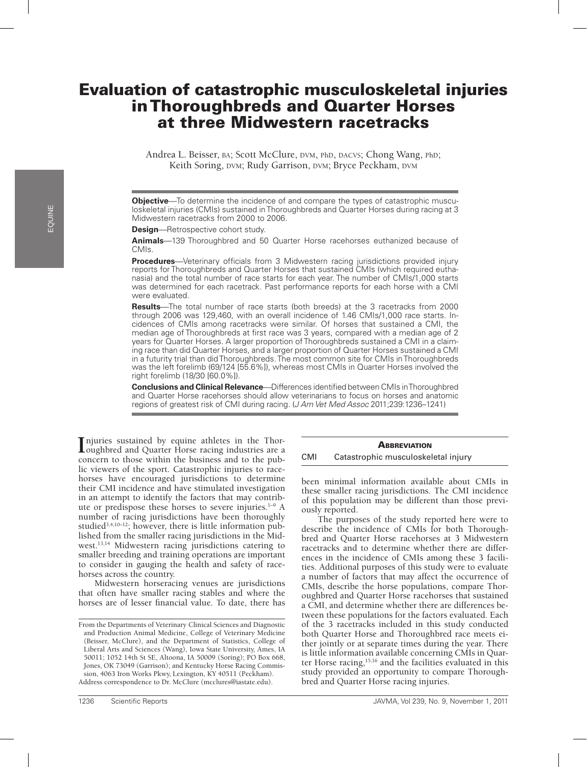# Evaluation of catastrophic musculoskeletal injuries in Thoroughbreds and Quarter Horses at three Midwestern racetracks

Andrea L. Beisser, BA; Scott McClure, DVM, PhD, DACVS; Chong Wang, PhD; Keith Soring, DVM; Rudy Garrison, DVM; Bryce Peckham, DVM

**Objective**—To determine the incidence of and compare the types of catastrophic musculoskeletal injuries (CMIs) sustained in Thoroughbreds and Quarter Horses during racing at 3 Midwestern racetracks from 2000 to 2006.

**Design**—Retrospective cohort study.

**Animals**—139 Thoroughbred and 50 Quarter Horse racehorses euthanized because of CMIs.

**Procedures**—Veterinary officials from 3 Midwestern racing jurisdictions provided injury reports for Thoroughbreds and Quarter Horses that sustained CMIs (which required euthanasia) and the total number of race starts for each year. The number of CMIs/1,000 starts was determined for each racetrack. Past performance reports for each horse with a CMI were evaluated.

**Results**—The total number of race starts (both breeds) at the 3 racetracks from 2000 through 2006 was 129,460, with an overall incidence of 1.46 CMIs/1,000 race starts. Incidences of CMIs among racetracks were similar. Of horses that sustained a CMI, the median age of Thoroughbreds at first race was 3 years, compared with a median age of 2 years for Quarter Horses. A larger proportion of Thoroughbreds sustained a CMI in a claiming race than did Quarter Horses, and a larger proportion of Quarter Horses sustained a CMI in a futurity trial than did Thoroughbreds. The most common site for CMIs in Thoroughbreds was the left forelimb (69/124 [55.6%]), whereas most CMIs in Quarter Horses involved the right forelimb (18/30 [60.0%]).

**Conclusions and Clinical Relevance**—Differences identified between CMIs in Thoroughbred and Quarter Horse racehorses should allow veterinarians to focus on horses and anatomic regions of greatest risk of CMI during racing. (*J Am Vet Med Assoc* 2011;239:1236–1241)

| **Abbreviation** | |
|---|---|
| CMI | Catastrophic musculoskeletal injury |

Injuries sustained by equine athletes in the Thoroughbred and Quarter Horse racing industries are a concern to those within the business and to the public viewers of the sport. Catastrophic injuries to racehorses have encouraged jurisdictions to determine their CMI incidence and have stimulated investigation in an attempt to identify the factors that may contribute or predispose these horses to severe injuries.[1–9] A number of racing jurisdictions have been thoroughly studied[3,4,10–12]; however, there is little information published from the smaller racing jurisdictions in the Midwest.[13,14] Midwestern racing jurisdictions catering to smaller breeding and training operations are important to consider in gauging the health and safety of racehorses across the country.

Midwestern horseracing venues are jurisdictions that often have smaller racing stables and where the horses are of lesser financial value. To date, there has been minimal information available about CMIs in these smaller racing jurisdictions. The CMI incidence of this population may be different than those previously reported.

The purposes of the study reported here were to describe the incidence of CMIs for both Thoroughbred and Quarter Horse racehorses at 3 Midwestern racetracks and to determine whether there are differences in the incidence of CMIs among these 3 facilities. Additional purposes of this study were to evaluate a number of factors that may affect the occurrence of CMIs, describe the horse populations, compare Thoroughbred and Quarter Horse racehorses that sustained a CMI, and determine whether there are differences between these populations for the factors evaluated. Each of the 3 racetracks included in this study conducted both Quarter Horse and Thoroughbred race meets either jointly or at separate times during the year. There is little information available concerning CMIs in Quarter Horse racing,[15,16] and the facilities evaluated in this study provided an opportunity to compare Thoroughbred and Quarter Horse racing injuries.

From the Departments of Veterinary Clinical Sciences and Diagnostic and Production Animal Medicine, College of Veterinary Medicine (Beisser, McClure), and the Department of Statistics, College of Liberal Arts and Sciences (Wang), Iowa State University, Ames, IA 50011; 1052 14th St SE, Altoona, IA 50009 (Soring); PO Box 668, Jones, OK 73049 (Garrison); and Kentucky Horse Racing Commission, 4063 Iron Works Pkwy, Lexington, KY 40511 (Peckham).

Address correspondence to Dr. McClure (mcclures@iastate.edu).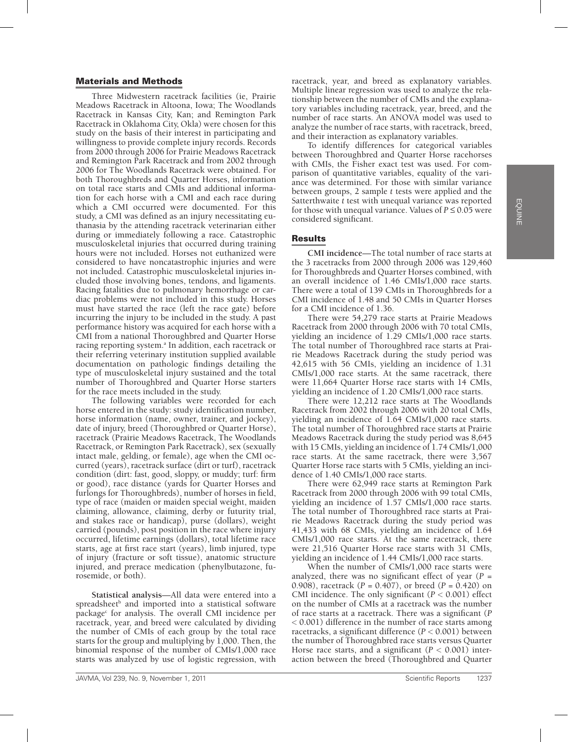## Materials and Methods

Three Midwestern racetrack facilities (ie, Prairie Meadows Racetrack in Altoona, Iowa; The Woodlands Racetrack in Kansas City, Kan; and Remington Park Racetrack in Oklahoma City, Okla) were chosen for this study on the basis of their interest in participating and willingness to provide complete injury records. Records from 2000 through 2006 for Prairie Meadows Racetrack and Remington Park Racetrack and from 2002 through 2006 for The Woodlands Racetrack were obtained. For both Thoroughbreds and Quarter Horses, information on total race starts and CMIs and additional information for each horse with a CMI and each race during which a CMI occurred were documented. For this study, a CMI was defined as an injury necessitating euthanasia by the attending racetrack veterinarian either during or immediately following a race. Catastrophic musculoskeletal injuries that occurred during training hours were not included. Horses not euthanized were considered to have noncatastrophic injuries and were not included. Catastrophic musculoskeletal injuries included those involving bones, tendons, and ligaments. Racing fatalities due to pulmonary hemorrhage or cardiac problems were not included in this study. Horses must have started the race (left the race gate) before incurring the injury to be included in the study. A past performance history was acquired for each horse with a CMI from a national Thoroughbred and Quarter Horse racing reporting system.[a] In addition, each racetrack or their referring veterinary institution supplied available documentation on pathologic findings detailing the type of musculoskeletal injury sustained and the total number of Thoroughbred and Quarter Horse starters for the race meets included in the study.

The following variables were recorded for each horse entered in the study: study identification number, horse information (name, owner, trainer, and jockey), date of injury, breed (Thoroughbred or Quarter Horse), racetrack (Prairie Meadows Racetrack, The Woodlands Racetrack, or Remington Park Racetrack), sex (sexually intact male, gelding, or female), age when the CMI occurred (years), racetrack surface (dirt or turf), racetrack condition (dirt: fast, good, sloppy, or muddy; turf: firm or good), race distance (yards for Quarter Horses and furlongs for Thoroughbreds), number of horses in field, type of race (maiden or maiden special weight, maiden claiming, allowance, claiming, derby or futurity trial, and stakes race or handicap), purse (dollars), weight carried (pounds), post position in the race where injury occurred, lifetime earnings (dollars), total lifetime race starts, age at first race start (years), limb injured, type of injury (fracture or soft tissue), anatomic structure injured, and prerace medication (phenylbutazone, furosemide, or both).

**Statistical analysis**—All data were entered into a spreadsheet[b] and imported into a statistical software package[c] for analysis. The overall CMI incidence per racetrack, year, and breed were calculated by dividing the number of CMIs of each group by the total race starts for the group and multiplying by 1,000. Then, the binomial response of the number of CMIs/1,000 race starts was analyzed by use of logistic regression, with racetrack, year, and breed as explanatory variables. Multiple linear regression was used to analyze the relationship between the number of CMIs and the explanatory variables including racetrack, year, breed, and the number of race starts. An ANOVA model was used to analyze the number of race starts, with racetrack, breed, and their interaction as explanatory variables.

To identify differences for categorical variables between Thoroughbred and Quarter Horse racehorses with CMIs, the Fisher exact test was used. For comparison of quantitative variables, equality of the variance was determined. For those with similar variance between groups, 2 sample *t* tests were applied and the Satterthwaite *t* test with unequal variance was reported for those with unequal variance. Values of $P \leq 0.05$ were considered significant.

## Results

**CMI incidence**—The total number of race starts at the 3 racetracks from 2000 through 2006 was 129,460 for Thoroughbreds and Quarter Horses combined, with an overall incidence of 1.46 CMIs/1,000 race starts. There were a total of 139 CMIs in Thoroughbreds for a CMI incidence of 1.48 and 50 CMIs in Quarter Horses for a CMI incidence of 1.36.

There were 54,279 race starts at Prairie Meadows Racetrack from 2000 through 2006 with 70 total CMIs, yielding an incidence of 1.29 CMIs/1,000 race starts. The total number of Thoroughbred race starts at Prairie Meadows Racetrack during the study period was 42,615 with 56 CMIs, yielding an incidence of 1.31 CMIs/1,000 race starts. At the same racetrack, there were 11,664 Quarter Horse race starts with 14 CMIs, yielding an incidence of 1.20 CMIs/1,000 race starts.

There were 12,212 race starts at The Woodlands Racetrack from 2002 through 2006 with 20 total CMIs, yielding an incidence of 1.64 CMIs/1,000 race starts. The total number of Thoroughbred race starts at Prairie Meadows Racetrack during the study period was 8,645 with 15 CMIs, yielding an incidence of 1.74 CMIs/1,000 race starts. At the same racetrack, there were 3,567 Quarter Horse race starts with 5 CMIs, yielding an incidence of 1.40 CMIs/1,000 race starts.

There were 62,949 race starts at Remington Park Racetrack from 2000 through 2006 with 99 total CMIs, yielding an incidence of 1.57 CMIs/1,000 race starts. The total number of Thoroughbred race starts at Prairie Meadows Racetrack during the study period was 41,433 with 68 CMIs, yielding an incidence of 1.64 CMIs/1,000 race starts. At the same racetrack, there were 21,516 Quarter Horse race starts with 31 CMIs, yielding an incidence of 1.44 CMIs/1,000 race starts.

When the number of CMIs/1,000 race starts were analyzed, there was no significant effect of year ($P = 0.908$), racetrack ($P = 0.407$), or breed ($P = 0.420$) on CMI incidence. The only significant ($P < 0.001$) effect on the number of CMIs at a racetrack was the number of race starts at a racetrack. There was a significant ($P < 0.001$) difference in the number of race starts among racetracks, a significant difference ($P < 0.001$) between the number of Thoroughbred race starts versus Quarter Horse race starts, and a significant ($P < 0.001$) interaction between the breed (Thoroughbred and Quarter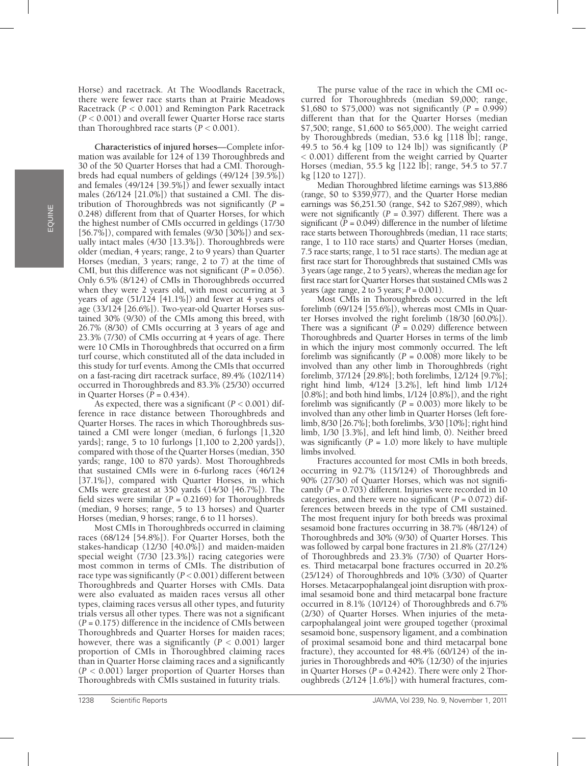Horse) and racetrack. At The Woodlands Racetrack, there were fewer race starts than at Prairie Meadows Racetrack ($P < 0.001$) and Remington Park Racetrack ($P < 0.001$) and overall fewer Quarter Horse race starts than Thoroughbred race starts ($P < 0.001$).

**Characteristics of injured horses**—Complete information was available for 124 of 139 Thoroughbreds and 30 of the 50 Quarter Horses that had a CMI. Thoroughbreds had equal numbers of geldings (49/124 [39.5%]) and females (49/124 [39.5%]) and fewer sexually intact males (26/124 [21.0%]) that sustained a CMI. The distribution of Thoroughbreds was not significantly ($P = 0.248$) different from that of Quarter Horses, for which the highest number of CMIs occurred in geldings (17/30 [56.7%]), compared with females (9/30 [30%]) and sexually intact males (4/30 [13.3%]). Thoroughbreds were older (median, 4 years; range, 2 to 9 years) than Quarter Horses (median, 3 years; range, 2 to 7) at the time of CMI, but this difference was not significant ($P = 0.056$). Only 6.5% (8/124) of CMIs in Thoroughbreds occurred when they were 2 years old, with most occurring at 3 years of age (51/124 [41.1%]) and fewer at 4 years of age (33/124 [26.6%]). Two-year-old Quarter Horses sustained 30% (9/30) of the CMIs among this breed, with 26.7% (8/30) of CMIs occurring at 3 years of age and 23.3% (7/30) of CMIs occurring at 4 years of age. There were 10 CMIs in Thoroughbreds that occurred on a firm turf course, which constituted all of the data included in this study for turf events. Among the CMIs that occurred on a fast-racing dirt racetrack surface, 89.4% (102/114) occurred in Thoroughbreds and 83.3% (25/30) occurred in Quarter Horses ($P = 0.434$).

As expected, there was a significant ($P < 0.001$) difference in race distance between Thoroughbreds and Quarter Horses. The races in which Thoroughbreds sustained a CMI were longer (median, 6 furlongs [1,320 yards]; range, 5 to 10 furlongs [1,100 to 2,200 yards]), compared with those of the Quarter Horses (median, 350 yards; range, 100 to 870 yards). Most Thoroughbreds that sustained CMIs were in 6-furlong races (46/124 [37.1%]), compared with Quarter Horses, in which CMIs were greatest at 350 yards (14/30 [46.7%]). The field sizes were similar ($P = 0.2169$) for Thoroughbreds (median, 9 horses; range, 5 to 13 horses) and Quarter Horses (median, 9 horses; range, 6 to 11 horses).

Most CMIs in Thoroughbreds occurred in claiming races (68/124 [54.8%]). For Quarter Horses, both the stakes-handicap (12/30 [40.0%]) and maiden-maiden special weight (7/30 [23.3%]) racing categories were most common in terms of CMIs. The distribution of race type was significantly ($P < 0.001$) different between Thoroughbreds and Quarter Horses with CMIs. Data were also evaluated as maiden races versus all other types, claiming races versus all other types, and futurity trials versus all other types. There was not a significant ($P = 0.175$) difference in the incidence of CMIs between Thoroughbreds and Quarter Horses for maiden races; however, there was a significantly ($P < 0.001$) larger proportion of CMIs in Thoroughbred claiming races than in Quarter Horse claiming races and a significantly ($P < 0.001$) larger proportion of Quarter Horses than Thoroughbreds with CMIs sustained in futurity trials.

The purse value of the race in which the CMI occurred for Thoroughbreds (median \$9,000; range, \$1,680 to \$75,000) was not significantly ($P = 0.999$) different than that for the Quarter Horses (median \$7,500; range, \$1,600 to \$65,000). The weight carried by Thoroughbreds (median, 53.6 kg [118 lb]; range, 49.5 to 56.4 kg [109 to 124 lb]) was significantly ($P < 0.001$) different from the weight carried by Quarter Horses (median, 55.5 kg [122 lb]; range, 54.5 to 57.7 kg [120 to 127]).

Median Thoroughbred lifetime earnings was \$13,886 (range, \$0 to \$359,977), and the Quarter Horse median earnings was \$6,251.50 (range, \$42 to \$267,989), which were not significantly ($P = 0.397$) different. There was a significant ($P = 0.049$) difference in the number of lifetime race starts between Thoroughbreds (median, 11 race starts; range, 1 to 110 race starts) and Quarter Horses (median, 7.5 race starts; range, 1 to 51 race starts). The median age at first race start for Thoroughbreds that sustained CMIs was 3 years (age range, 2 to 5 years), whereas the median age for first race start for Quarter Horses that sustained CMIs was 2 years (age range, 2 to 5 years; $P = 0.001$).

Most CMIs in Thoroughbreds occurred in the left forelimb (69/124 [55.6%]), whereas most CMIs in Quarter Horses involved the right forelimb (18/30 [60.0%]). There was a significant ($P = 0.029$) difference between Thoroughbreds and Quarter Horses in terms of the limb in which the injury most commonly occurred. The left forelimb was significantly ($P = 0.008$) more likely to be involved than any other limb in Thoroughbreds (right forelimb, 37/124 [29.8%]; both forelimbs, 12/124 [9.7%]; right hind limb, 4/124 [3.2%], left hind limb 1/124 [0.8%]; and both hind limbs, 1/124 [0.8%]), and the right forelimb was significantly ($P = 0.003$) more likely to be involved than any other limb in Quarter Horses (left forelimb, 8/30 [26.7%]; both forelimbs, 3/30 [10%]; right hind limb, 1/30 [3.3%], and left hind limb, 0). Neither breed was significantly ($P = 1.0$) more likely to have multiple limbs involved.

Fractures accounted for most CMIs in both breeds, occurring in 92.7% (115/124) of Thoroughbreds and 90% (27/30) of Quarter Horses, which was not significantly ($P = 0.703$) different. Injuries were recorded in 10 categories, and there were no significant ($P = 0.072$) differences between breeds in the type of CMI sustained. The most frequent injury for both breeds was proximal sesamoid bone fractures occurring in 38.7% (48/124) of Thoroughbreds and 30% (9/30) of Quarter Horses. This was followed by carpal bone fractures in 21.8% (27/124) of Thoroughbreds and 23.3% (7/30) of Quarter Horses. Third metacarpal bone fractures occurred in 20.2% (25/124) of Thoroughbreds and 10% (3/30) of Quarter Horses. Metacarpophalangeal joint disruption with proximal sesamoid bone and third metacarpal bone fracture occurred in 8.1% (10/124) of Thoroughbreds and 6.7% (2/30) of Quarter Horses. When injuries of the metacarpophalangeal joint were grouped together (proximal sesamoid bone, suspensory ligament, and a combination of proximal sesamoid bone and third metacarpal bone fracture), they accounted for 48.4% (60/124) of the injuries in Thoroughbreds and 40% (12/30) of the injuries in Quarter Horses ($P = 0.4242$). There were only 2 Thoroughbreds (2/124 [1.6%]) with humeral fractures, com-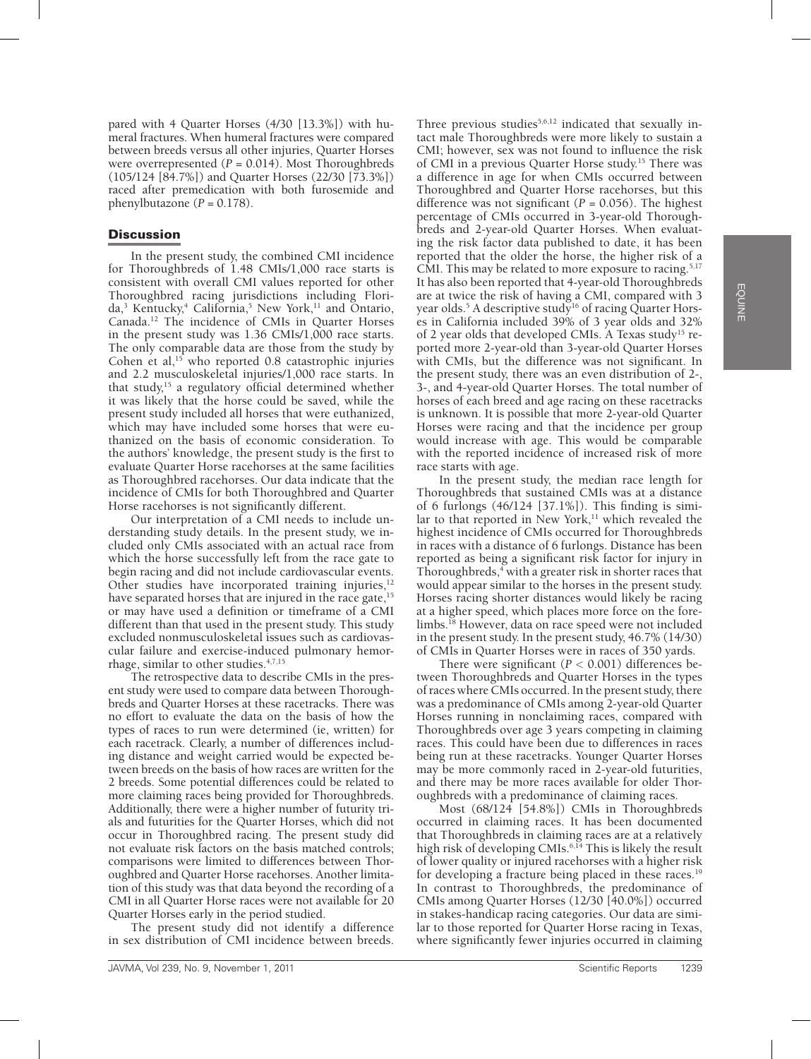pared with 4 Quarter Horses (4/30 [13.3%]) with humeral fractures. When humeral fractures were compared between breeds versus all other injuries, Quarter Horses were overrepresented ($P = 0.014$). Most Thoroughbreds (105/124 [84.7%]) and Quarter Horses (22/30 [73.3%]) raced after premedication with both furosemide and phenylbutazone ($P = 0.178$).

## Discussion

In the present study, the combined CMI incidence for Thoroughbreds of 1.48 CMIs/1,000 race starts is consistent with overall CMI values reported for other Thoroughbred racing jurisdictions including Florida,[3] Kentucky,[4] California,[5] New York,[11] and Ontario, Canada.[12] The incidence of CMIs in Quarter Horses in the present study was 1.36 CMIs/1,000 race starts. The only comparable data are those from the study by Cohen et al,[15] who reported 0.8 catastrophic injuries and 2.2 musculoskeletal injuries/1,000 race starts. In that study,[15] a regulatory official determined whether it was likely that the horse could be saved, while the present study included all horses that were euthanized, which may have included some horses that were euthanized on the basis of economic consideration. To the authors' knowledge, the present study is the first to evaluate Quarter Horse racehorses at the same facilities as Thoroughbred racehorses. Our data indicate that the incidence of CMIs for both Thoroughbred and Quarter Horse racehorses is not significantly different.

Our interpretation of a CMI needs to include understanding study details. In the present study, we included only CMIs associated with an actual race from which the horse successfully left from the race gate to begin racing and did not include cardiovascular events. Other studies have incorporated training injuries,[12] have separated horses that are injured in the race gate,[15] or may have used a definition or timeframe of a CMI different than that used in the present study. This study excluded nonmusculoskeletal issues such as cardiovascular failure and exercise-induced pulmonary hemorrhage, similar to other studies.[4,7,15]

The retrospective data to describe CMIs in the present study were used to compare data between Thoroughbreds and Quarter Horses at these racetracks. There was no effort to evaluate the data on the basis of how the types of races to run were determined (ie, written) for each racetrack. Clearly, a number of differences including distance and weight carried would be expected between breeds on the basis of how races are written for the 2 breeds. Some potential differences could be related to more claiming races being provided for Thoroughbreds. Additionally, there were a higher number of futurity trials and futurities for the Quarter Horses, which did not occur in Thoroughbred racing. The present study did not evaluate risk factors on the basis matched controls; comparisons were limited to differences between Thoroughbred and Quarter Horse racehorses. Another limitation of this study was that data beyond the recording of a CMI in all Quarter Horse races were not available for 20 Quarter Horses early in the period studied.

The present study did not identify a difference in sex distribution of CMI incidence between breeds. Three previous studies[5,6,12] indicated that sexually intact male Thoroughbreds were more likely to sustain a CMI; however, sex was not found to influence the risk of CMI in a previous Quarter Horse study.[15] There was a difference in age for when CMIs occurred between Thoroughbred and Quarter Horse racehorses, but this difference was not significant ($P = 0.056$). The highest percentage of CMIs occurred in 3-year-old Thoroughbreds and 2-year-old Quarter Horses. When evaluating the risk factor data published to date, it has been reported that the older the horse, the higher risk of a CMI. This may be related to more exposure to racing.[5,17] It has also been reported that 4-year-old Thoroughbreds are at twice the risk of having a CMI, compared with 3 year olds.[5] A descriptive study[16] of racing Quarter Horses in California included 39% of 3 year olds and 32% of 2 year olds that developed CMIs. A Texas study[15] reported more 2-year-old than 3-year-old Quarter Horses with CMIs, but the difference was not significant. In the present study, there was an even distribution of 2-, 3-, and 4-year-old Quarter Horses. The total number of horses of each breed and age racing on these racetracks is unknown. It is possible that more 2-year-old Quarter Horses were racing and that the incidence per group would increase with age. This would be comparable with the reported incidence of increased risk of more race starts with age.

In the present study, the median race length for Thoroughbreds that sustained CMIs was at a distance of 6 furlongs (46/124 [37.1%]). This finding is similar to that reported in New York,[11] which revealed the highest incidence of CMIs occurred for Thoroughbreds in races with a distance of 6 furlongs. Distance has been reported as being a significant risk factor for injury in Thoroughbreds,[4] with a greater risk in shorter races that would appear similar to the horses in the present study. Horses racing shorter distances would likely be racing at a higher speed, which places more force on the forelimbs.[18] However, data on race speed were not included in the present study. In the present study, 46.7% (14/30) of CMIs in Quarter Horses were in races of 350 yards.

There were significant ($P < 0.001$) differences between Thoroughbreds and Quarter Horses in the types of races where CMIs occurred. In the present study, there was a predominance of CMIs among 2-year-old Quarter Horses running in nonclaiming races, compared with Thoroughbreds over age 3 years competing in claiming races. This could have been due to differences in races being run at these racetracks. Younger Quarter Horses may be more commonly raced in 2-year-old futurities, and there may be more races available for older Thoroughbreds with a predominance of claiming races.

Most (68/124 [54.8%]) CMIs in Thoroughbreds occurred in claiming races. It has been documented that Thoroughbreds in claiming races are at a relatively high risk of developing CMIs.[6,14] This is likely the result of lower quality or injured racehorses with a higher risk for developing a fracture being placed in these races.[19] In contrast to Thoroughbreds, the predominance of CMIs among Quarter Horses (12/30 [40.0%]) occurred in stakes-handicap racing categories. Our data are similar to those reported for Quarter Horse racing in Texas, where significantly fewer injuries occurred in claiming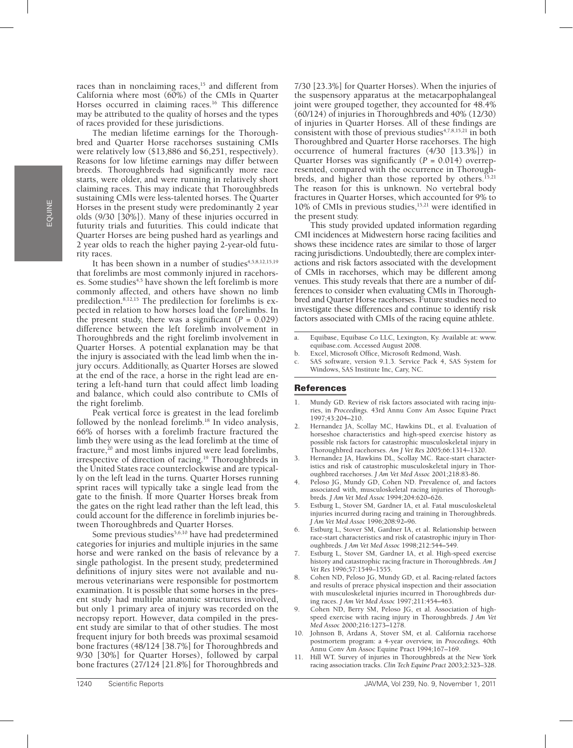races than in nonclaiming races,[15] and different from California where most (60%) of the CMIs in Quarter Horses occurred in claiming races.[16] This difference may be attributed to the quality of horses and the types of races provided for these jurisdictions.

The median lifetime earnings for the Thoroughbred and Quarter Horse racehorses sustaining CMIs were relatively low ($13,886 and $6,251, respectively). Reasons for low lifetime earnings may differ between breeds. Thoroughbreds had significantly more race starts, were older, and were running in relatively short claiming races. This may indicate that Thoroughbreds sustaining CMIs were less-talented horses. The Quarter Horses in the present study were predominantly 2 year olds (9/30 [30%]). Many of these injuries occurred in futurity trials and futurities. This could indicate that Quarter Horses are being pushed hard as yearlings and 2 year olds to reach the higher paying 2-year-old futurity races.

It has been shown in a number of studies[4,5,8,12,15,19] that forelimbs are most commonly injured in racehorses. Some studies[4,5] have shown the left forelimb is more commonly affected, and others have shown no limb predilection.[8,12,15] The predilection for forelimbs is expected in relation to how horses load the forelimbs. In the present study, there was a significant ($P = 0.029$) difference between the left forelimb involvement in Thoroughbreds and the right forelimb involvement in Quarter Horses. A potential explanation may be that the injury is associated with the lead limb when the injury occurs. Additionally, as Quarter Horses are slowed at the end of the race, a horse in the right lead are entering a left-hand turn that could affect limb loading and balance, which could also contribute to CMIs of the right forelimb.

Peak vertical force is greatest in the lead forelimb followed by the nonlead forelimb.[18] In video analysis, 66% of horses with a forelimb fracture fractured the limb they were using as the lead forelimb at the time of fracture,[20] and most limbs injured were lead forelimbs, irrespective of direction of racing.[19] Thoroughbreds in the United States race counterclockwise and are typically on the left lead in the turns. Quarter Horses running sprint races will typically take a single lead from the gate to the finish. If more Quarter Horses break from the gates on the right lead rather than the left lead, this could account for the difference in forelimb injuries between Thoroughbreds and Quarter Horses.

Some previous studies[5,6,10] have had predetermined categories for injuries and multiple injuries in the same horse and were ranked on the basis of relevance by a single pathologist. In the present study, predetermined definitions of injury sites were not available and numerous veterinarians were responsible for postmortem examination. It is possible that some horses in the present study had multiple anatomic structures involved, but only 1 primary area of injury was recorded on the necropsy report. However, data compiled in the present study are similar to that of other studies. The most frequent injury for both breeds was proximal sesamoid bone fractures (48/124 [38.7%] for Thoroughbreds and 9/30 [30%] for Quarter Horses), followed by carpal bone fractures (27/124 [21.8%] for Thoroughbreds and 7/30 [23.3%] for Quarter Horses). When the injuries of the suspensory apparatus at the metacarpophalangeal joint were grouped together, they accounted for 48.4% (60/124) of injuries in Thoroughbreds and 40% (12/30) of injuries in Quarter Horses. All of these findings are consistent with those of previous studies[4,7,8,15,21] in both Thoroughbred and Quarter Horse racehorses. The high occurrence of humeral fractures (4/30 [13.3%]) in Quarter Horses was significantly ($P = 0.014$) overrepresented, compared with the occurrence in Thoroughbreds, and higher than those reported by others.[15,21] The reason for this is unknown. No vertebral body fractures in Quarter Horses, which accounted for 9% to 10% of CMIs in previous studies,[15,21] were identified in the present study.

This study provided updated information regarding CMI incidences at Midwestern horse racing facilities and shows these incidence rates are similar to those of larger racing jurisdictions. Undoubtedly, there are complex interactions and risk factors associated with the development of CMIs in racehorses, which may be different among venues. This study reveals that there are a number of differences to consider when evaluating CMIs in Thoroughbred and Quarter Horse racehorses. Future studies need to investigate these differences and continue to identify risk factors associated with CMIs of the racing equine athlete.

---

a. Equibase, Equibase Co LLC, Lexington, Ky. Available at: www.equibase.com. Accessed August 2008.
b. Excel, Microsoft Office, Microsoft Redmond, Wash.
c. SAS software, version 9.1.3. Service Pack 4, SAS System for Windows, SAS Institute Inc, Cary, NC.

## References

1. Mundy GD. Review of risk factors associated with racing injuries, in *Proceedings*. 43rd Annu Conv Am Assoc Equine Pract 1997;43:204–210.
2. Hernandez JA, Scollay MC, Hawkins DL, et al. Evaluation of horseshoe characteristics and high-speed exercise history as possible risk factors for catastrophic musculoskeletal injury in Thoroughbred racehorses. *Am J Vet Res* 2005;66:1314–1320.
3. Hernandez JA, Hawkins DL, Scollay MC. Race-start characteristics and risk of catastrophic musculoskeletal injury in Thoroughbred racehorses. *J Am Vet Med Assoc* 2001;218:83-86.
4. Peloso JG, Mundy GD, Cohen ND. Prevalence of, and factors associated with, musculoskeletal racing injuries of Thoroughbreds. *J Am Vet Med Assoc* 1994;204:620–626.
5. Estburg L, Stover SM, Gardner IA, et al. Fatal musculoskeletal injuries incurred during racing and training in Thoroughbreds. *J Am Vet Med Assoc* 1996;208:92–96.
6. Estburg L, Stover SM, Gardner IA, et al. Relationship between race-start characteristics and risk of catastrophic injury in Thoroughbreds. *J Am Vet Med Assoc* 1998;212:544–549.
7. Estburg L, Stover SM, Gardner IA, et al. High-speed exercise history and catastrophic racing fracture in Thoroughbreds. *Am J Vet Res* 1996;57:1549–1555.
8. Cohen ND, Peloso JG, Mundy GD, et al. Racing-related factors and results of prerace physical inspection and their association with musculoskeletal injuries incurred in Thoroughbreds during races. *J Am Vet Med Assoc* 1997;211:454–463.
9. Cohen ND, Berry SM, Peloso JG, et al. Association of high-speed exercise with racing injury in Thoroughbreds. *J Am Vet Med Assoc* 2000;216:1273–1278.
10. Johnson B, Ardans A, Stover SM, et al. California racehorse postmortem program: a 4-year overview, in *Proceedings*. 40th Annu Conv Am Assoc Equine Pract 1994;167–169.
11. Hill WT. Survey of injuries in Thoroughbreds at the New York racing association tracks. *Clin Tech Equine Pract* 2003;2:323–328.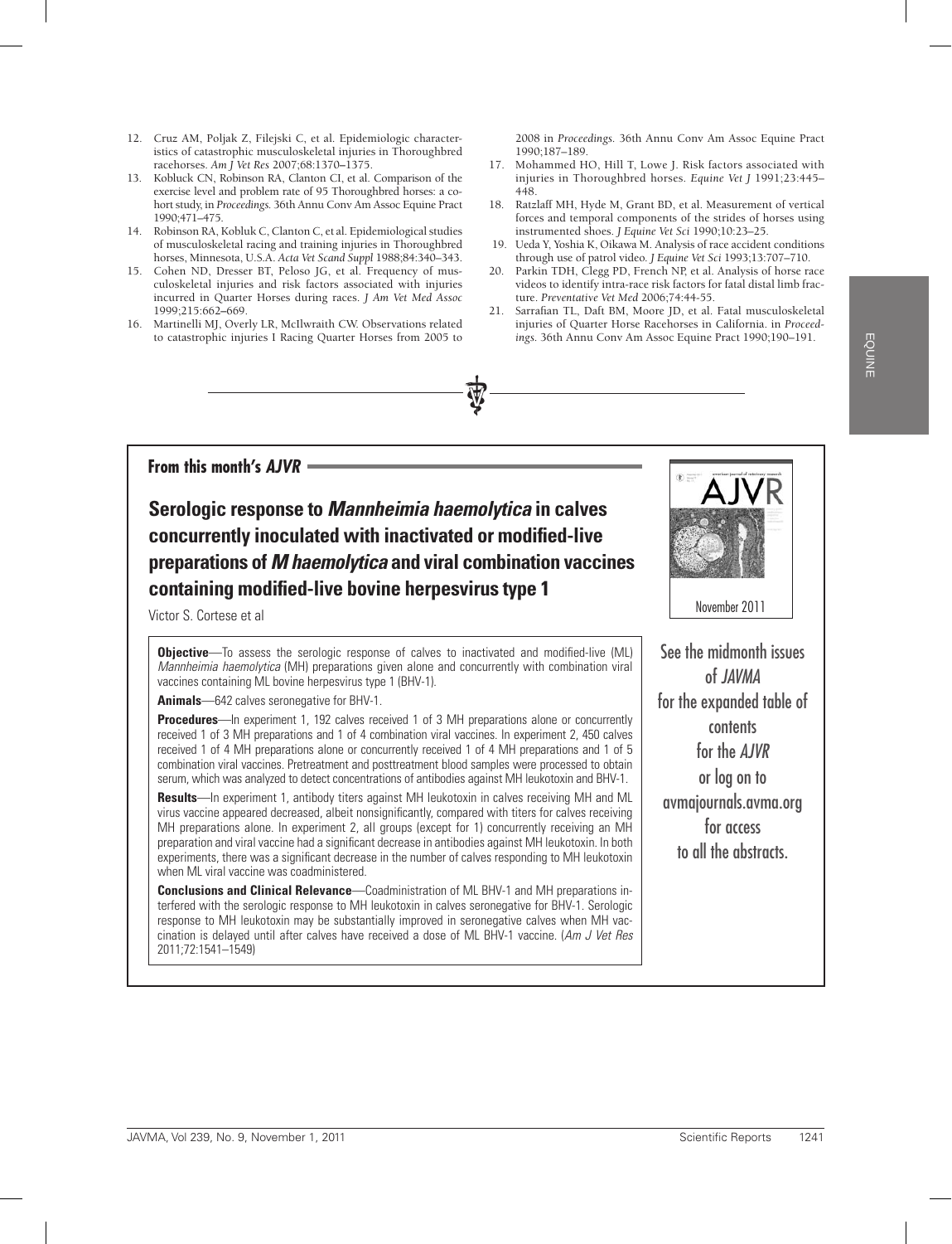12. Cruz AM, Poljak Z, Filejski C, et al. Epidemiologic characteristics of catastrophic musculoskeletal injuries in Thoroughbred racehorses. *Am J Vet Res* 2007;68:1370–1375.
13. Kobluck CN, Robinson RA, Clanton CI, et al. Comparison of the exercise level and problem rate of 95 Thoroughbred horses: a cohort study, in *Proceedings*. 36th Annu Conv Am Assoc Equine Pract 1990;471–475.
14. Robinson RA, Kobluk C, Clanton C, et al. Epidemiological studies of musculoskeletal racing and training injuries in Thoroughbred horses, Minnesota, U.S.A. *Acta Vet Scand Suppl* 1988;84:340–343.
15. Cohen ND, Dresser BT, Peloso JG, et al. Frequency of musculoskeletal injuries and risk factors associated with injuries incurred in Quarter Horses during races. *J Am Vet Med Assoc* 1999;215:662–669.
16. Martinelli MJ, Overly LR, McIlwraith CW. Observations related to catastrophic injuries I Racing Quarter Horses from 2005 to 2008 in *Proceedings*. 36th Annu Conv Am Assoc Equine Pract 1990;187–189.
17. Mohammed HO, Hill T, Lowe J. Risk factors associated with injuries in Thoroughbred horses. *Equine Vet J* 1991;23:445–448.
18. Ratzlaff MH, Hyde M, Grant BD, et al. Measurement of vertical forces and temporal components of the strides of horses using instrumented shoes. *J Equine Vet Sci* 1990;10:23–25.
19. Ueda Y, Yoshia K, Oikawa M. Analysis of race accident conditions through use of patrol video. *J Equine Vet Sci* 1993;13:707–710.
20. Parkin TDH, Clegg PD, French NP, et al. Analysis of horse race videos to identify intra-race risk factors for fatal distal limb fracture. *Preventative Vet Med* 2006;74:44-55.
21. Sarrafian TL, Daft BM, Moore JD, et al. Fatal musculoskeletal injuries of Quarter Horse Racehorses in California. in *Proceedings*. 36th Annu Conv Am Assoc Equine Pract 1990;190–191.

---

**From this month's *AJVR***

## Serologic response to *Mannheimia haemolytica* in calves concurrently inoculated with inactivated or modified-live preparations of *M haemolytica* and viral combination vaccines containing modified-live bovine herpesvirus type 1

Victor S. Cortese et al

**Objective**—To assess the serologic response of calves to inactivated and modified-live (ML) *Mannheimia haemolytica* (MH) preparations given alone and concurrently with combination viral vaccines containing ML bovine herpesvirus type 1 (BHV-1).

**Animals**—642 calves seronegative for BHV-1.

**Procedures**—In experiment 1, 192 calves received 1 of 3 MH preparations alone or concurrently received 1 of 3 MH preparations and 1 of 4 combination viral vaccines. In experiment 2, 450 calves received 1 of 4 MH preparations alone or concurrently received 1 of 4 MH preparations and 1 of 5 combination viral vaccines. Pretreatment and posttreatment blood samples were processed to obtain serum, which was analyzed to detect concentrations of antibodies against MH leukotoxin and BHV-1.

**Results**—In experiment 1, antibody titers against MH leukotoxin in calves receiving MH and ML virus vaccine appeared decreased, albeit nonsignificantly, compared with titers for calves receiving MH preparations alone. In experiment 2, all groups (except for 1) concurrently receiving an MH preparation and viral vaccine had a significant decrease in antibodies against MH leukotoxin. In both experiments, there was a significant decrease in the number of calves responding to MH leukotoxin when ML viral vaccine was coadministered.

**Conclusions and Clinical Relevance**—Coadministration of ML BHV-1 and MH preparations interfered with the serologic response to MH leukotoxin in calves seronegative for BHV-1. Serologic response to MH leukotoxin may be substantially improved in seronegative calves when MH vaccination is delayed until after calves have received a dose of ML BHV-1 vaccine. (*Am J Vet Res* 2011;72:1541–1549)

November 2011

See the midmonth issues of *JAVMA* for the expanded table of contents for the *AJVR* or log on to avmajournals.avma.org for access to all the abstracts.